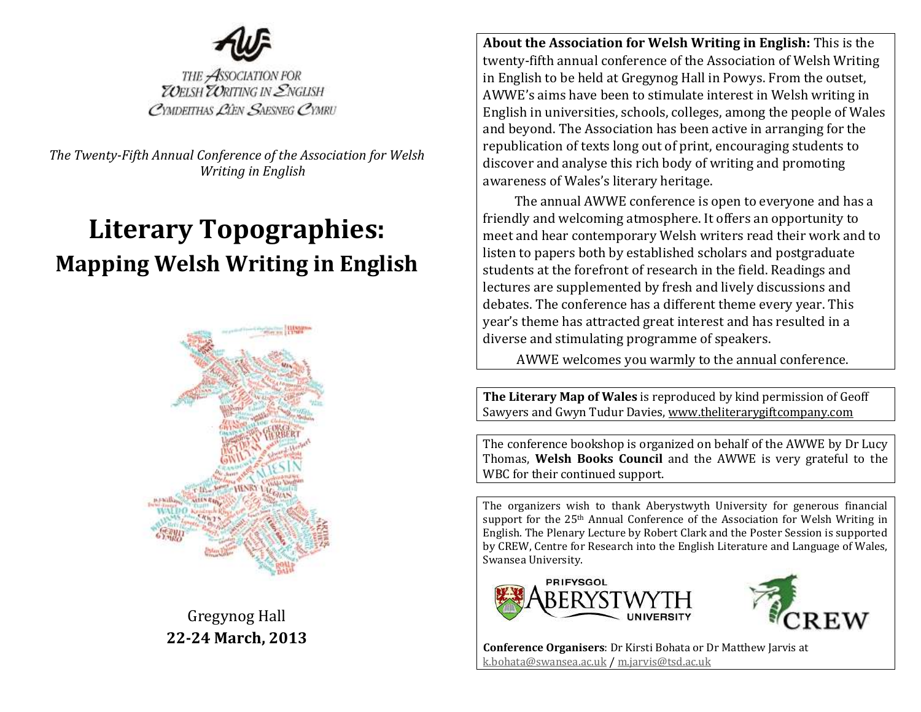THE ASSOCIATION FOR WELSH WRITING IN ENGLISH
CYMDEITHAS LÊN SAESNEG CYMRU

*The Twenty-Fifth Annual Conference of the Association for Welsh Writing in English*

# Literary Topographies:
## Mapping Welsh Writing in English

Gregynog Hall
**22-24 March, 2013**

**About the Association for Welsh Writing in English:** This is the twenty-fifth annual conference of the Association of Welsh Writing in English to be held at Gregynog Hall in Powys. From the outset, AWWE's aims have been to stimulate interest in Welsh writing in English in universities, schools, colleges, among the people of Wales and beyond. The Association has been active in arranging for the republication of texts long out of print, encouraging students to discover and analyse this rich body of writing and promoting awareness of Wales's literary heritage.

The annual AWWE conference is open to everyone and has a friendly and welcoming atmosphere. It offers an opportunity to meet and hear contemporary Welsh writers read their work and to listen to papers both by established scholars and postgraduate students at the forefront of research in the field. Readings and lectures are supplemented by fresh and lively discussions and debates. The conference has a different theme every year. This year's theme has attracted great interest and has resulted in a diverse and stimulating programme of speakers.

AWWE welcomes you warmly to the annual conference.

**The Literary Map of Wales** is reproduced by kind permission of Geoff Sawyers and Gwyn Tudur Davies, www.theliterarygiftcompany.com

The conference bookshop is organized on behalf of the AWWE by Dr Lucy Thomas, **Welsh Books Council** and the AWWE is very grateful to the WBC for their continued support.

The organizers wish to thank Aberystwyth University for generous financial support for the 25th Annual Conference of the Association for Welsh Writing in English. The Plenary Lecture by Robert Clark and the Poster Session is supported by CREW, Centre for Research into the English Literature and Language of Wales, Swansea University.

PRIFYSGOL ABERYSTWYTH UNIVERSITY

CREW

**Conference Organisers**: Dr Kirsti Bohata or Dr Matthew Jarvis at k.bohata@swansea.ac.uk / m.jarvis@tsd.ac.uk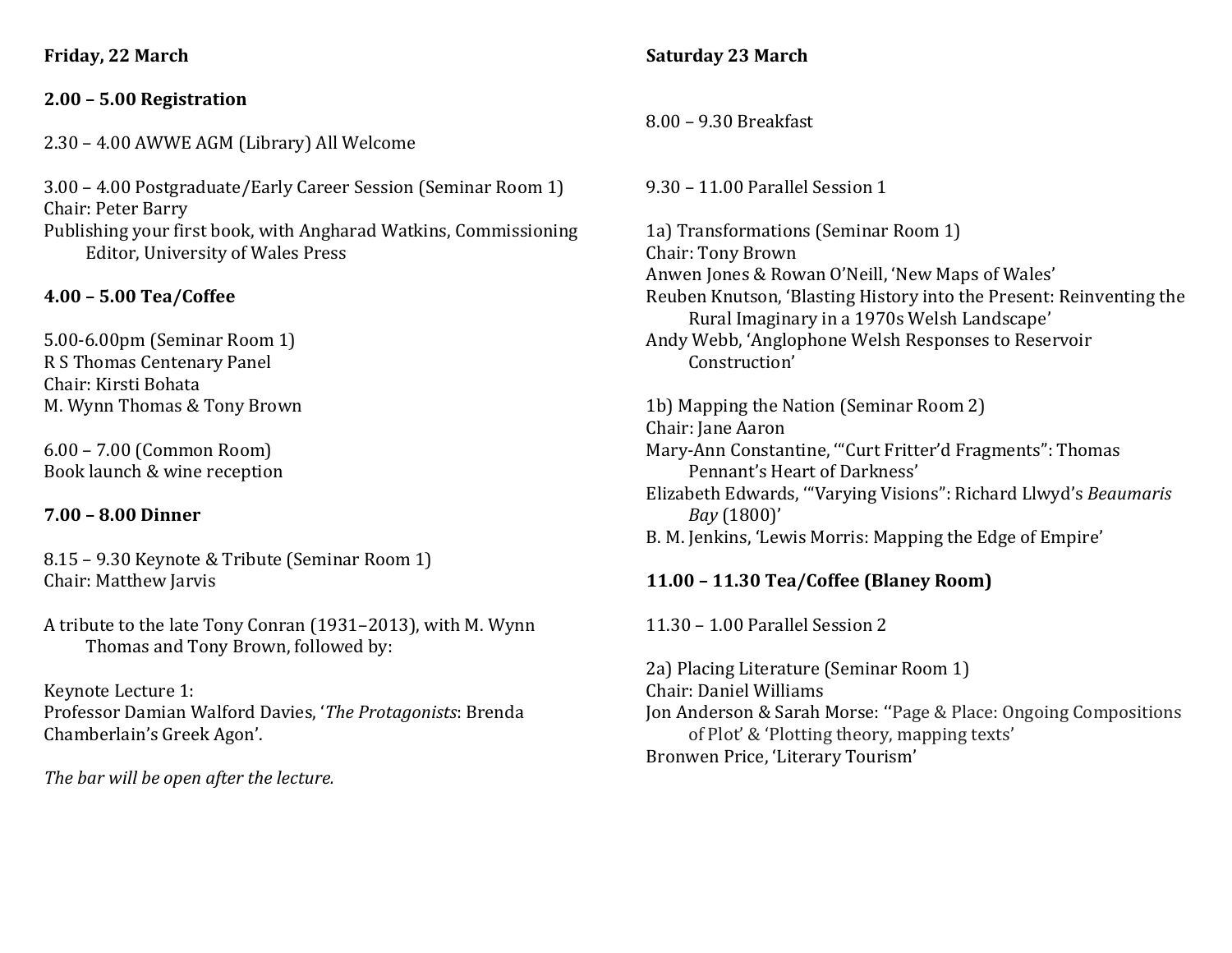**Friday, 22 March**

**2.00 – 5.00 Registration**

2.30 – 4.00 AWWE AGM (Library) All Welcome

3.00 – 4.00 Postgraduate/Early Career Session (Seminar Room 1)
Chair: Peter Barry
Publishing your first book, with Angharad Watkins, Commissioning Editor, University of Wales Press

**4.00 – 5.00 Tea/Coffee**

5.00-6.00pm (Seminar Room 1)
R S Thomas Centenary Panel
Chair: Kirsti Bohata
M. Wynn Thomas & Tony Brown

6.00 – 7.00 (Common Room)
Book launch & wine reception

**7.00 – 8.00 Dinner**

8.15 – 9.30 Keynote & Tribute (Seminar Room 1)
Chair: Matthew Jarvis

A tribute to the late Tony Conran (1931–2013), with M. Wynn Thomas and Tony Brown, followed by:

Keynote Lecture 1:
Professor Damian Walford Davies, '*The Protagonists*: Brenda Chamberlain's Greek Agon'.

*The bar will be open after the lecture.*

**Saturday 23 March**

8.00 – 9.30 Breakfast

9.30 – 11.00 Parallel Session 1

1a) Transformations (Seminar Room 1)
Chair: Tony Brown
Anwen Jones & Rowan O'Neill, 'New Maps of Wales'
Reuben Knutson, 'Blasting History into the Present: Reinventing the Rural Imaginary in a 1970s Welsh Landscape'
Andy Webb, 'Anglophone Welsh Responses to Reservoir Construction'

1b) Mapping the Nation (Seminar Room 2)
Chair: Jane Aaron
Mary-Ann Constantine, '"Curt Fritter'd Fragments": Thomas Pennant's Heart of Darkness'
Elizabeth Edwards, '"Varying Visions": Richard Llwyd's *Beaumaris Bay* (1800)'
B. M. Jenkins, 'Lewis Morris: Mapping the Edge of Empire'

**11.00 – 11.30 Tea/Coffee (Blaney Room)**

11.30 – 1.00 Parallel Session 2

2a) Placing Literature (Seminar Room 1)
Chair: Daniel Williams
Jon Anderson & Sarah Morse: ''Page & Place: Ongoing Compositions of Plot' & 'Plotting theory, mapping texts'
Bronwen Price, 'Literary Tourism'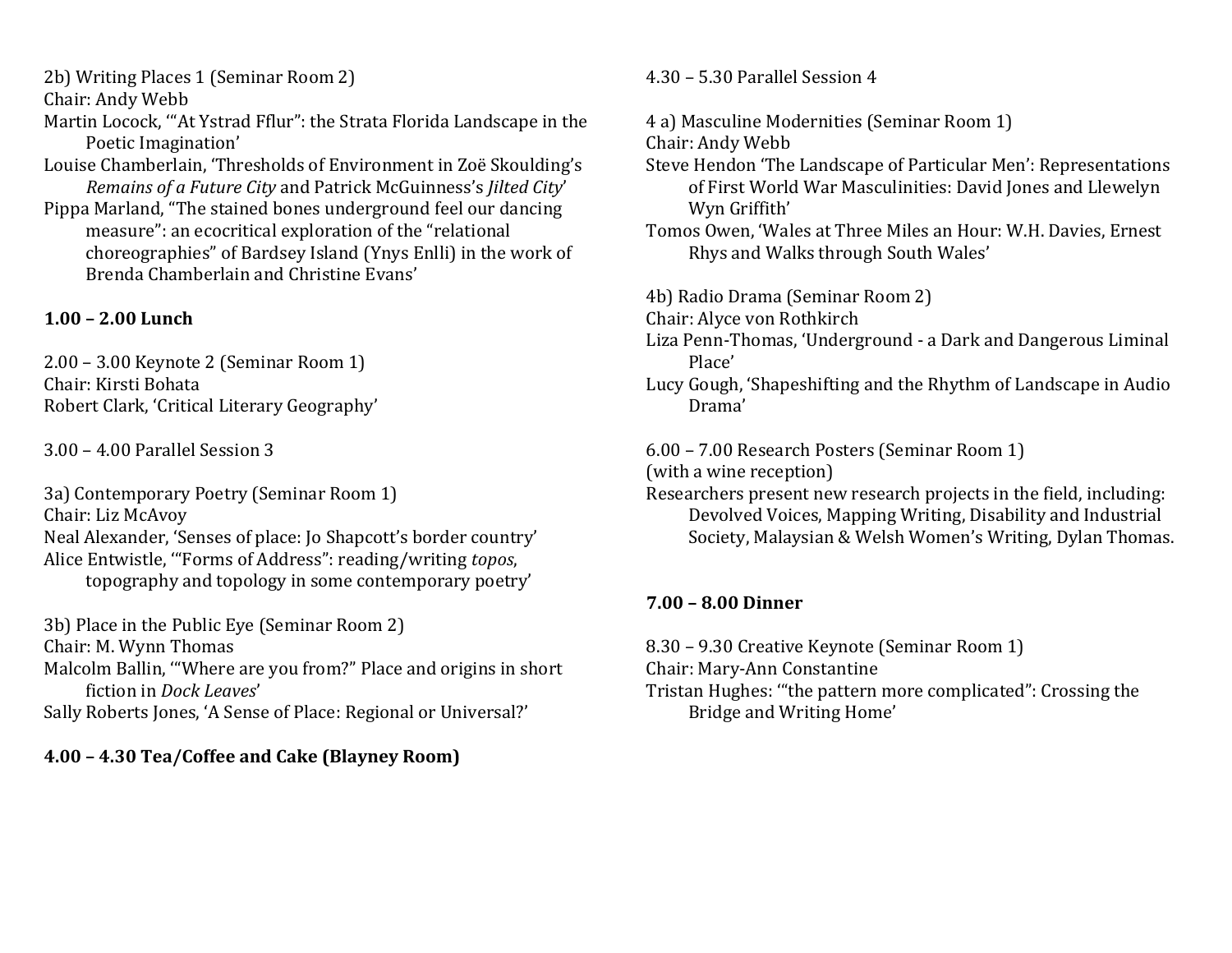2b) Writing Places 1 (Seminar Room 2)
Chair: Andy Webb
Martin Locock, '"At Ystrad Fflur": the Strata Florida Landscape in the Poetic Imagination'
Louise Chamberlain, 'Thresholds of Environment in Zoë Skoulding's *Remains of a Future City* and Patrick McGuinness's *Jilted City*'
Pippa Marland, '"The stained bones underground feel our dancing measure": an ecocritical exploration of the "relational choreographies" of Bardsey Island (Ynys Enlli) in the work of Brenda Chamberlain and Christine Evans'

**1.00 – 2.00 Lunch**

2.00 – 3.00 Keynote 2 (Seminar Room 1)
Chair: Kirsti Bohata
Robert Clark, 'Critical Literary Geography'

3.00 – 4.00 Parallel Session 3

3a) Contemporary Poetry (Seminar Room 1)
Chair: Liz McAvoy
Neal Alexander, 'Senses of place: Jo Shapcott's border country'
Alice Entwistle, '"Forms of Address": reading/writing *topos*, topography and topology in some contemporary poetry'

3b) Place in the Public Eye (Seminar Room 2)
Chair: M. Wynn Thomas
Malcolm Ballin, '"Where are you from?" Place and origins in short fiction in *Dock Leaves*'
Sally Roberts Jones, 'A Sense of Place: Regional or Universal?'

**4.00 – 4.30 Tea/Coffee and Cake (Blayney Room)**

4.30 – 5.30 Parallel Session 4

4 a) Masculine Modernities (Seminar Room 1)
Chair: Andy Webb
Steve Hendon 'The Landscape of Particular Men': Representations of First World War Masculinities: David Jones and Llewelyn Wyn Griffith'
Tomos Owen, 'Wales at Three Miles an Hour: W.H. Davies, Ernest Rhys and Walks through South Wales'

4b) Radio Drama (Seminar Room 2)
Chair: Alyce von Rothkirch
Liza Penn-Thomas, 'Underground - a Dark and Dangerous Liminal Place'
Lucy Gough, 'Shapeshifting and the Rhythm of Landscape in Audio Drama'

6.00 – 7.00 Research Posters (Seminar Room 1)
(with a wine reception)
Researchers present new research projects in the field, including: Devolved Voices, Mapping Writing, Disability and Industrial Society, Malaysian & Welsh Women's Writing, Dylan Thomas.

**7.00 – 8.00 Dinner**

8.30 – 9.30 Creative Keynote (Seminar Room 1)
Chair: Mary-Ann Constantine
Tristan Hughes: '"the pattern more complicated": Crossing the Bridge and Writing Home'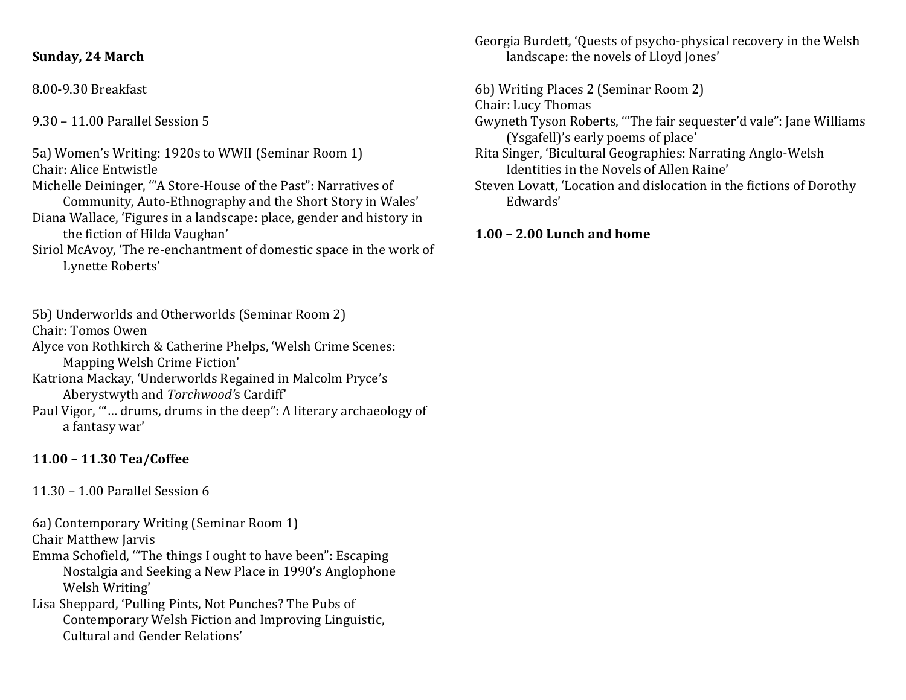**Sunday, 24 March**

8.00-9.30 Breakfast

9.30 – 11.00 Parallel Session 5

5a) Women's Writing: 1920s to WWII (Seminar Room 1)
Chair: Alice Entwistle
Michelle Deininger, '"A Store-House of the Past": Narratives of Community, Auto-Ethnography and the Short Story in Wales'
Diana Wallace, 'Figures in a landscape: place, gender and history in the fiction of Hilda Vaughan'
Siriol McAvoy, 'The re-enchantment of domestic space in the work of Lynette Roberts'

5b) Underworlds and Otherworlds (Seminar Room 2)
Chair: Tomos Owen
Alyce von Rothkirch & Catherine Phelps, 'Welsh Crime Scenes: Mapping Welsh Crime Fiction'
Katriona Mackay, 'Underworlds Regained in Malcolm Pryce's Aberystwyth and *Torchwood's* Cardiff'
Paul Vigor, '"… drums, drums in the deep": A literary archaeology of a fantasy war'

**11.00 – 11.30 Tea/Coffee**

11.30 – 1.00 Parallel Session 6

6a) Contemporary Writing (Seminar Room 1)
Chair Matthew Jarvis
Emma Schofield, '"The things I ought to have been": Escaping Nostalgia and Seeking a New Place in 1990's Anglophone Welsh Writing'
Lisa Sheppard, 'Pulling Pints, Not Punches? The Pubs of Contemporary Welsh Fiction and Improving Linguistic, Cultural and Gender Relations'
Georgia Burdett, 'Quests of psycho-physical recovery in the Welsh landscape: the novels of Lloyd Jones'

6b) Writing Places 2 (Seminar Room 2)
Chair: Lucy Thomas
Gwyneth Tyson Roberts, '"The fair sequester'd vale": Jane Williams (Ysgafell)'s early poems of place'
Rita Singer, 'Bicultural Geographies: Narrating Anglo-Welsh Identities in the Novels of Allen Raine'
Steven Lovatt, 'Location and dislocation in the fictions of Dorothy Edwards'

**1.00 – 2.00 Lunch and home**